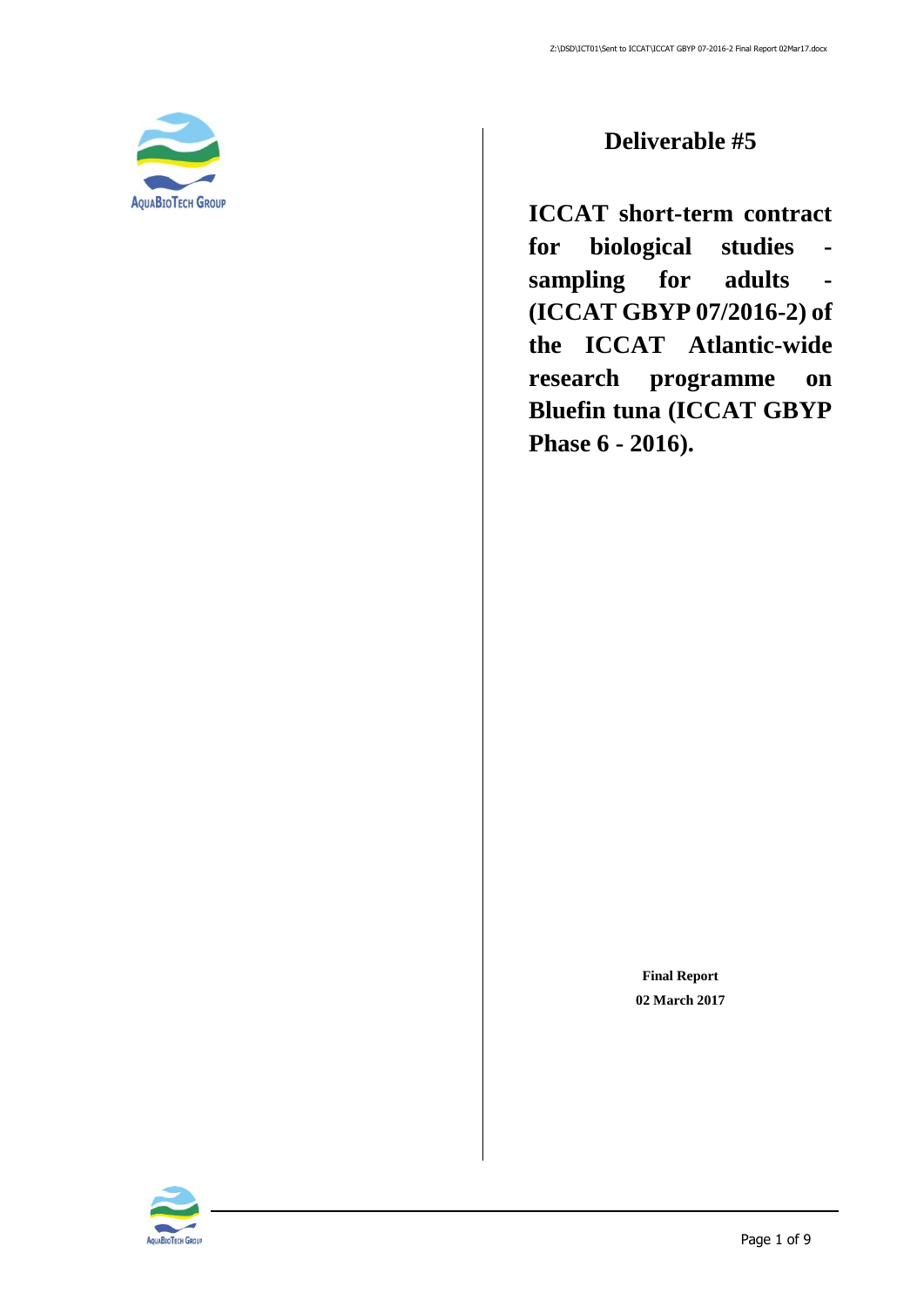# Deliverable #5

# ICCAT short-term contract for biological studies - sampling for adults - (ICCAT GBYP 07/2016-2) of the ICCAT Atlantic-wide research programme on Bluefin tuna (ICCAT GBYP Phase 6 - 2016).

**Final Report**

**02 March 2017**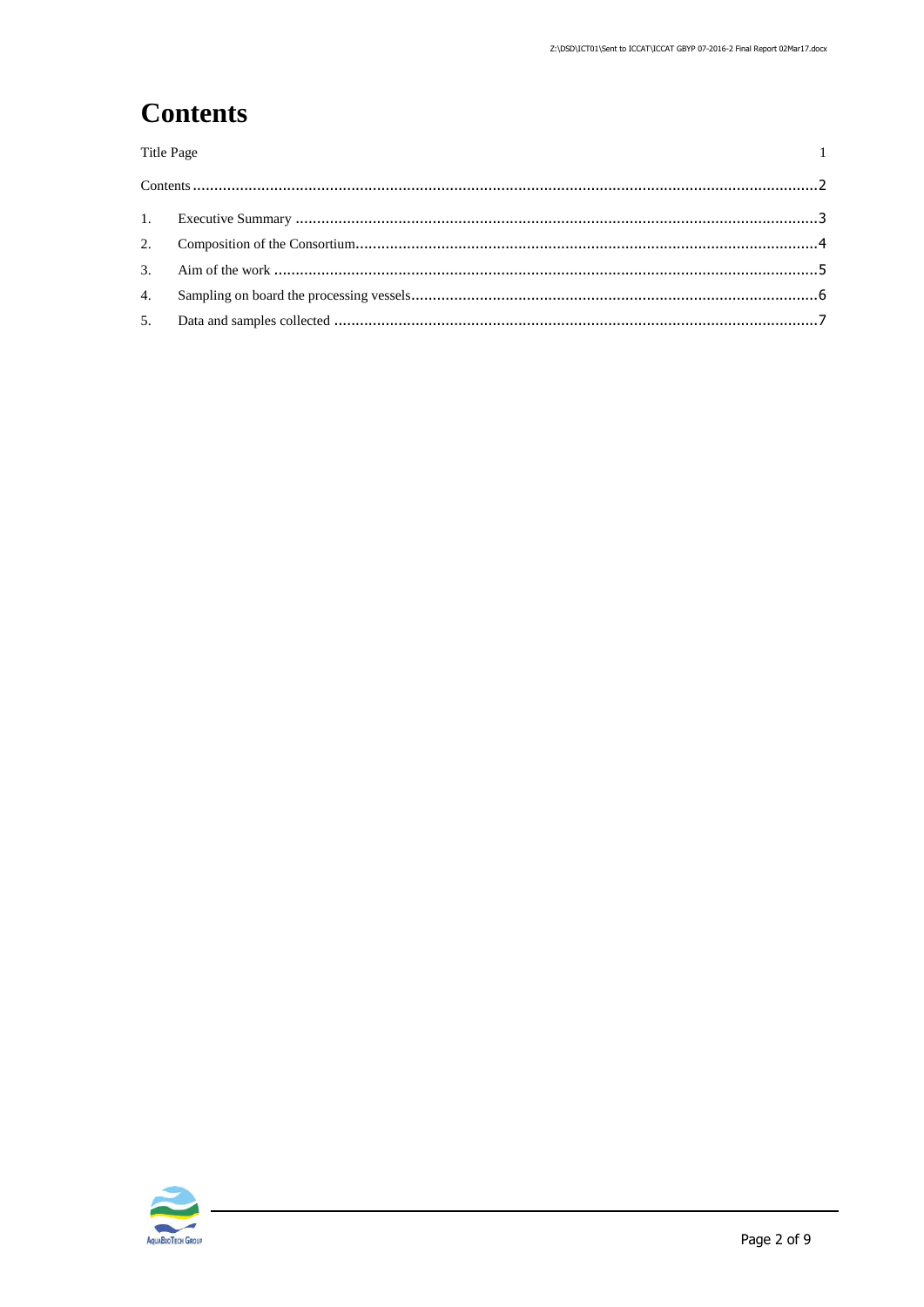# Contents

Title Page 1

Contents ..........2

1. Executive Summary ..........3
2. Composition of the Consortium..........4
3. Aim of the work ..........5
4. Sampling on board the processing vessels..........6
5. Data and samples collected ..........7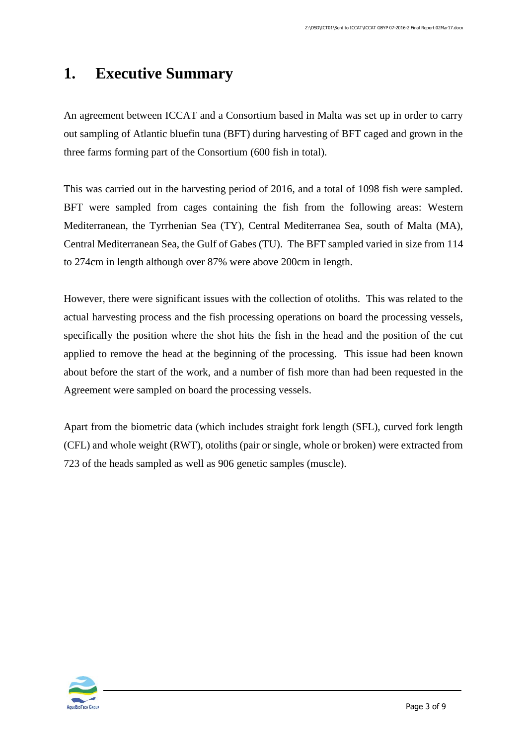# 1. Executive Summary

An agreement between ICCAT and a Consortium based in Malta was set up in order to carry out sampling of Atlantic bluefin tuna (BFT) during harvesting of BFT caged and grown in the three farms forming part of the Consortium (600 fish in total).

This was carried out in the harvesting period of 2016, and a total of 1098 fish were sampled. BFT were sampled from cages containing the fish from the following areas: Western Mediterranean, the Tyrrhenian Sea (TY), Central Mediterranea Sea, south of Malta (MA), Central Mediterranean Sea, the Gulf of Gabes (TU). The BFT sampled varied in size from 114 to 274cm in length although over 87% were above 200cm in length.

However, there were significant issues with the collection of otoliths. This was related to the actual harvesting process and the fish processing operations on board the processing vessels, specifically the position where the shot hits the fish in the head and the position of the cut applied to remove the head at the beginning of the processing. This issue had been known about before the start of the work, and a number of fish more than had been requested in the Agreement were sampled on board the processing vessels.

Apart from the biometric data (which includes straight fork length (SFL), curved fork length (CFL) and whole weight (RWT), otoliths (pair or single, whole or broken) were extracted from 723 of the heads sampled as well as 906 genetic samples (muscle).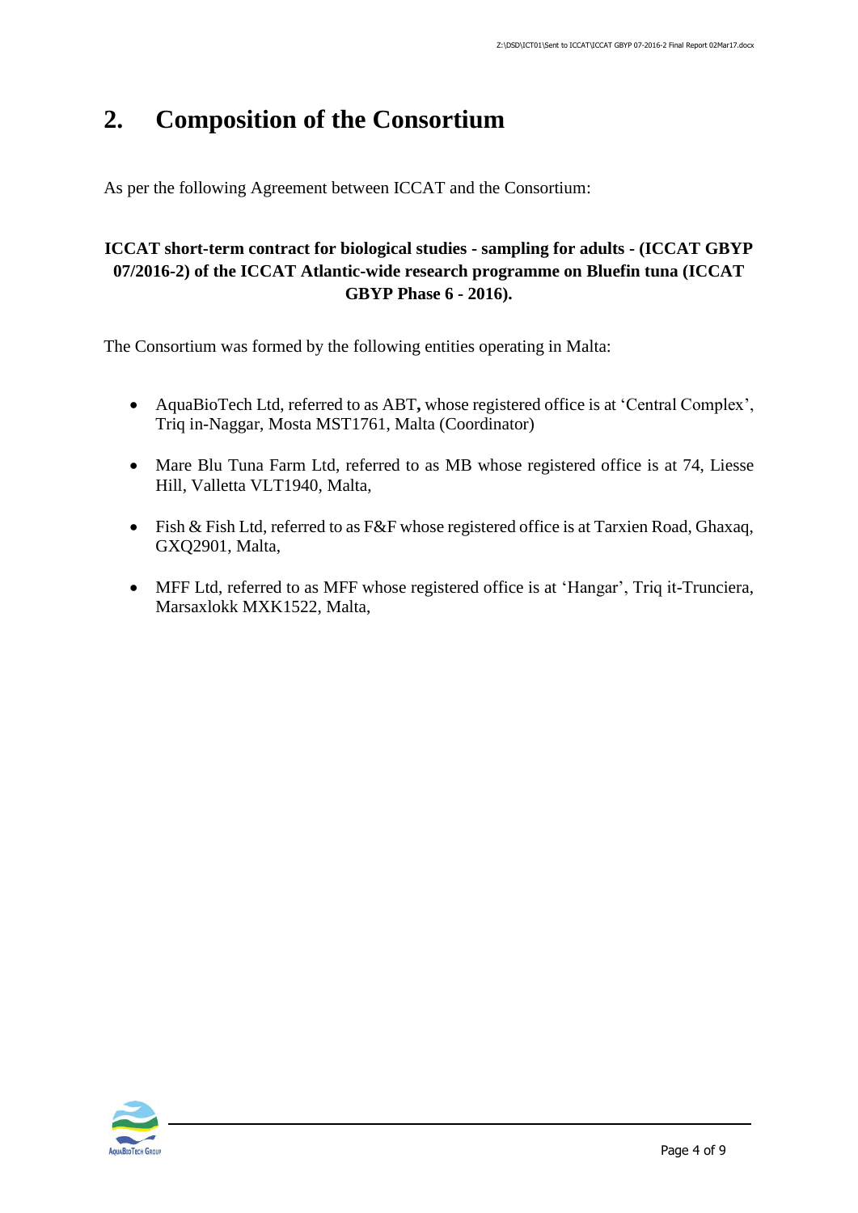# 2. Composition of the Consortium

As per the following Agreement between ICCAT and the Consortium:

**ICCAT short-term contract for biological studies - sampling for adults - (ICCAT GBYP 07/2016-2) of the ICCAT Atlantic-wide research programme on Bluefin tuna (ICCAT GBYP Phase 6 - 2016).**

The Consortium was formed by the following entities operating in Malta:

- AquaBioTech Ltd, referred to as ABT**,** whose registered office is at 'Central Complex', Triq in-Naggar, Mosta MST1761, Malta (Coordinator)
- Mare Blu Tuna Farm Ltd, referred to as MB whose registered office is at 74, Liesse Hill, Valletta VLT1940, Malta,
- Fish & Fish Ltd, referred to as F&F whose registered office is at Tarxien Road, Ghaxaq, GXQ2901, Malta,
- MFF Ltd, referred to as MFF whose registered office is at 'Hangar', Triq it-Trunciera, Marsaxlokk MXK1522, Malta,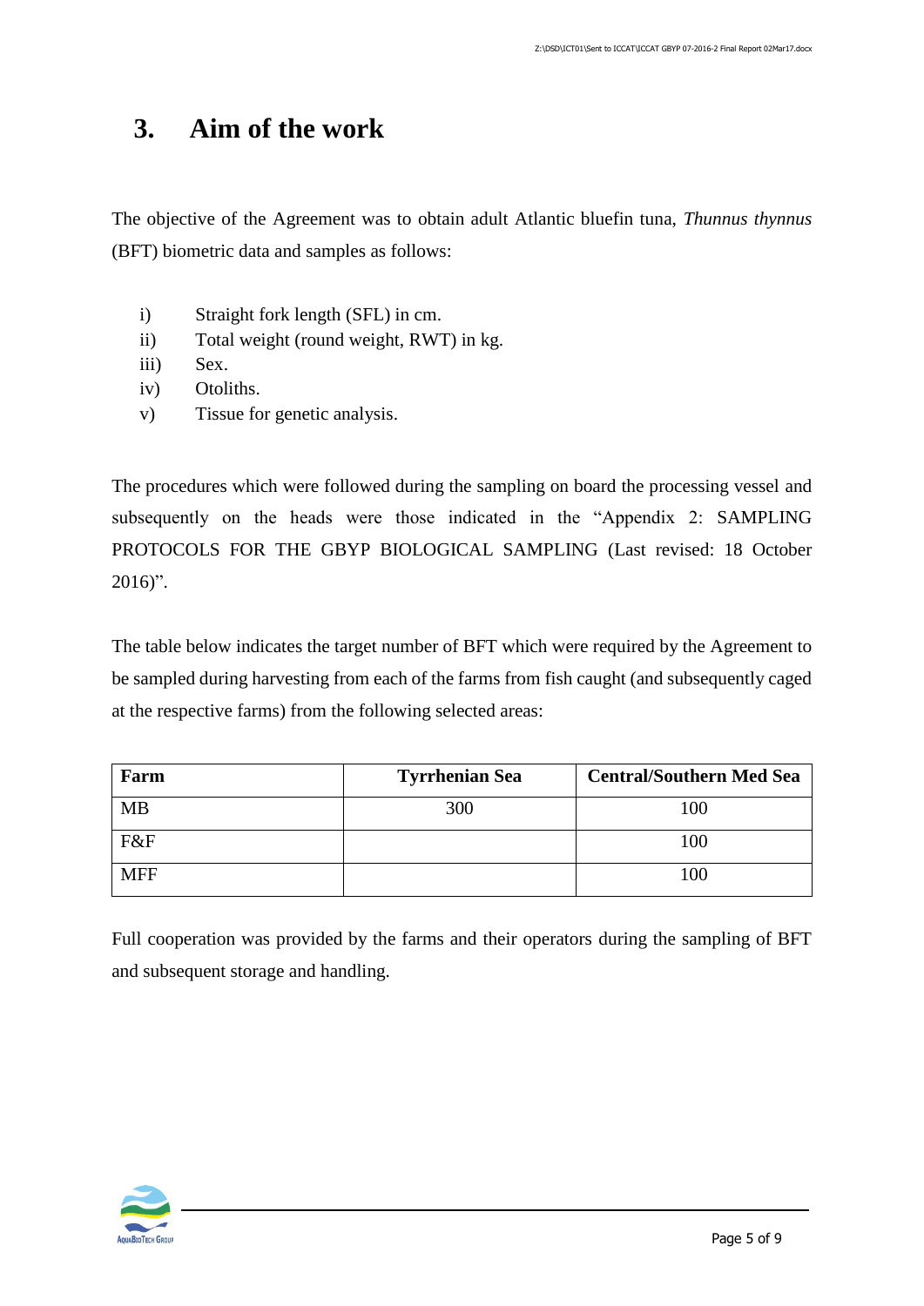# 3. Aim of the work

The objective of the Agreement was to obtain adult Atlantic bluefin tuna, *Thunnus thynnus* (BFT) biometric data and samples as follows:

i) Straight fork length (SFL) in cm.
ii) Total weight (round weight, RWT) in kg.
iii) Sex.
iv) Otoliths.
v) Tissue for genetic analysis.

The procedures which were followed during the sampling on board the processing vessel and subsequently on the heads were those indicated in the "Appendix 2: SAMPLING PROTOCOLS FOR THE GBYP BIOLOGICAL SAMPLING (Last revised: 18 October 2016)".

The table below indicates the target number of BFT which were required by the Agreement to be sampled during harvesting from each of the farms from fish caught (and subsequently caged at the respective farms) from the following selected areas:

| Farm | Tyrrhenian Sea | Central/Southern Med Sea |
|---|---|---|
| MB | 300 | 100 |
| F&F | | 100 |
| MFF | | 100 |

Full cooperation was provided by the farms and their operators during the sampling of BFT and subsequent storage and handling.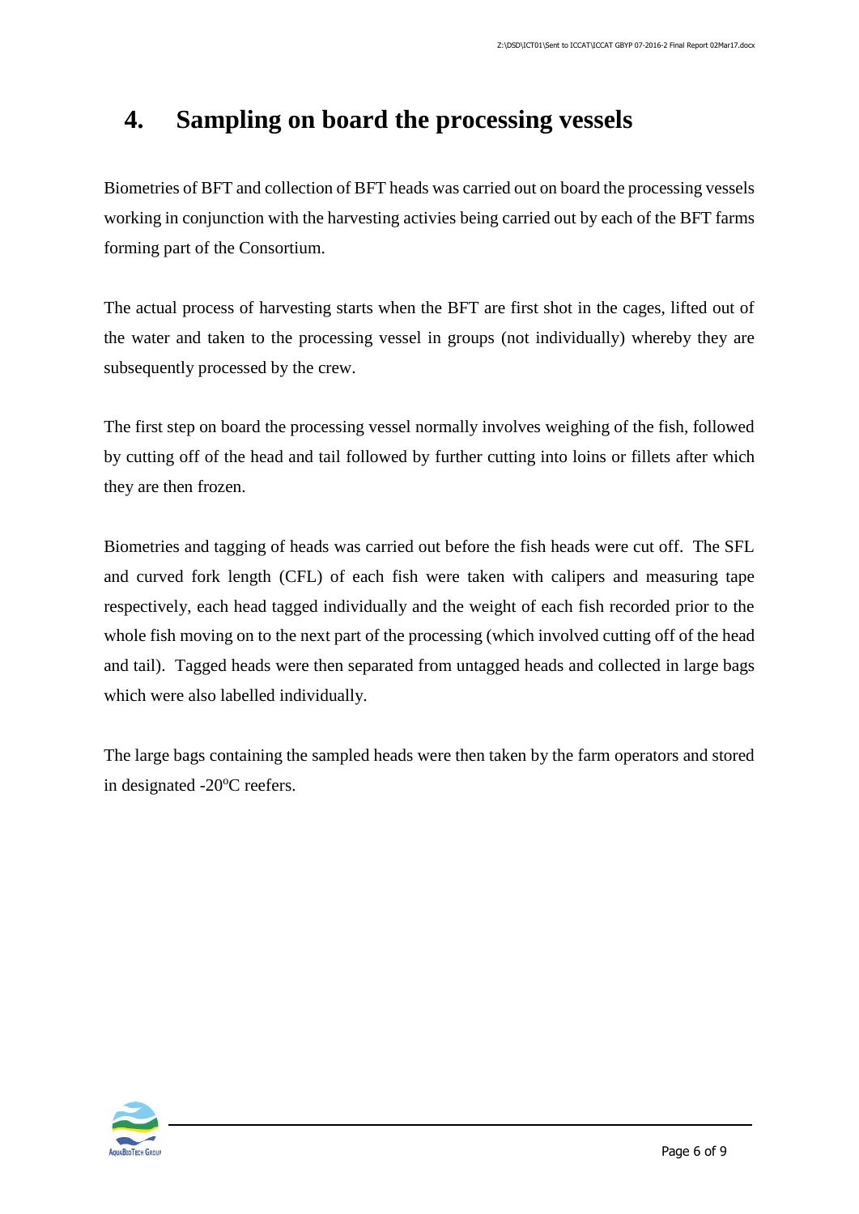# 4. Sampling on board the processing vessels

Biometries of BFT and collection of BFT heads was carried out on board the processing vessels working in conjunction with the harvesting activies being carried out by each of the BFT farms forming part of the Consortium.

The actual process of harvesting starts when the BFT are first shot in the cages, lifted out of the water and taken to the processing vessel in groups (not individually) whereby they are subsequently processed by the crew.

The first step on board the processing vessel normally involves weighing of the fish, followed by cutting off of the head and tail followed by further cutting into loins or fillets after which they are then frozen.

Biometries and tagging of heads was carried out before the fish heads were cut off. The SFL and curved fork length (CFL) of each fish were taken with calipers and measuring tape respectively, each head tagged individually and the weight of each fish recorded prior to the whole fish moving on to the next part of the processing (which involved cutting off of the head and tail). Tagged heads were then separated from untagged heads and collected in large bags which were also labelled individually.

The large bags containing the sampled heads were then taken by the farm operators and stored in designated -20ºC reefers.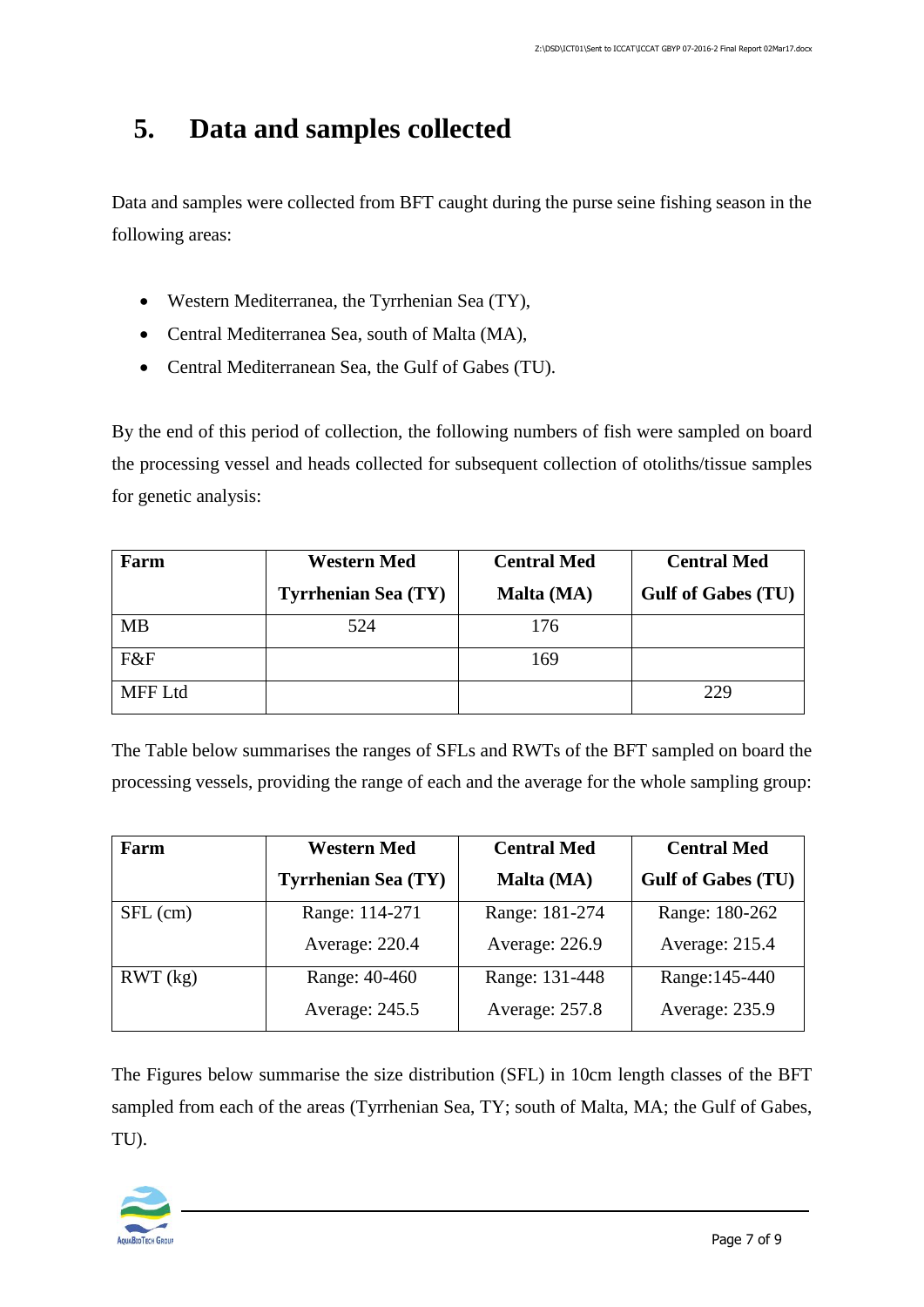# 5. Data and samples collected

Data and samples were collected from BFT caught during the purse seine fishing season in the following areas:

- Western Mediterranea, the Tyrrhenian Sea (TY),
- Central Mediterranea Sea, south of Malta (MA),
- Central Mediterranean Sea, the Gulf of Gabes (TU).

By the end of this period of collection, the following numbers of fish were sampled on board the processing vessel and heads collected for subsequent collection of otoliths/tissue samples for genetic analysis:

| Farm | Western Med Tyrrhenian Sea (TY) | Central Med Malta (MA) | Central Med Gulf of Gabes (TU) |
|---|---|---|---|
| MB | 524 | 176 | |
| F&F | | 169 | |
| MFF Ltd | | | 229 |

The Table below summarises the ranges of SFLs and RWTs of the BFT sampled on board the processing vessels, providing the range of each and the average for the whole sampling group:

| Farm | Western Med Tyrrhenian Sea (TY) | Central Med Malta (MA) | Central Med Gulf of Gabes (TU) |
|---|---|---|---|
| SFL (cm) | Range: 114-271<br>Average: 220.4 | Range: 181-274<br>Average: 226.9 | Range: 180-262<br>Average: 215.4 |
| RWT (kg) | Range: 40-460<br>Average: 245.5 | Range: 131-448<br>Average: 257.8 | Range:145-440<br>Average: 235.9 |

The Figures below summarise the size distribution (SFL) in 10cm length classes of the BFT sampled from each of the areas (Tyrrhenian Sea, TY; south of Malta, MA; the Gulf of Gabes, TU).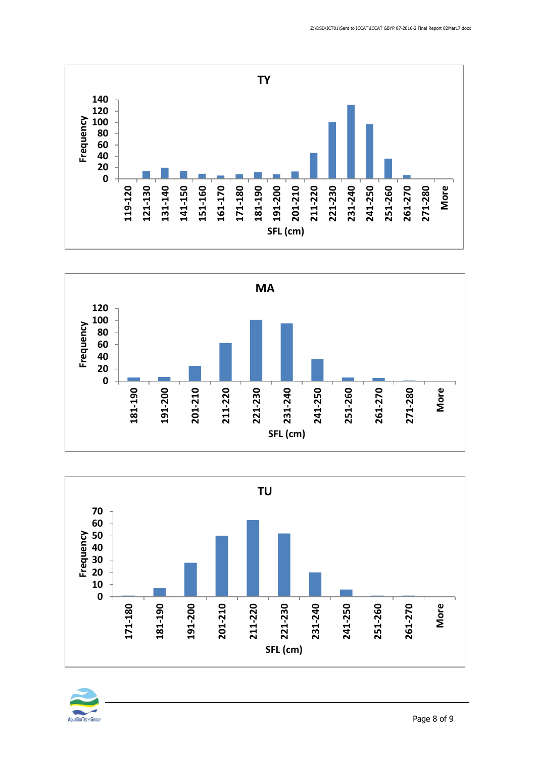**TY**

Frequency vs SFL (cm): 119-120, 121-130, 131-140, 141-150, 151-160, 161-170, 171-180, 181-190, 191-200, 201-210, 211-220, 221-230, 231-240, 241-250, 251-260, 261-270, 271-280, More

**MA**

Frequency vs SFL (cm): 181-190, 191-200, 201-210, 211-220, 221-230, 231-240, 241-250, 251-260, 261-270, 271-280, More

**TU**

Frequency vs SFL (cm): 171-180, 181-190, 191-200, 201-210, 211-220, 221-230, 231-240, 241-250, 251-260, 261-270, More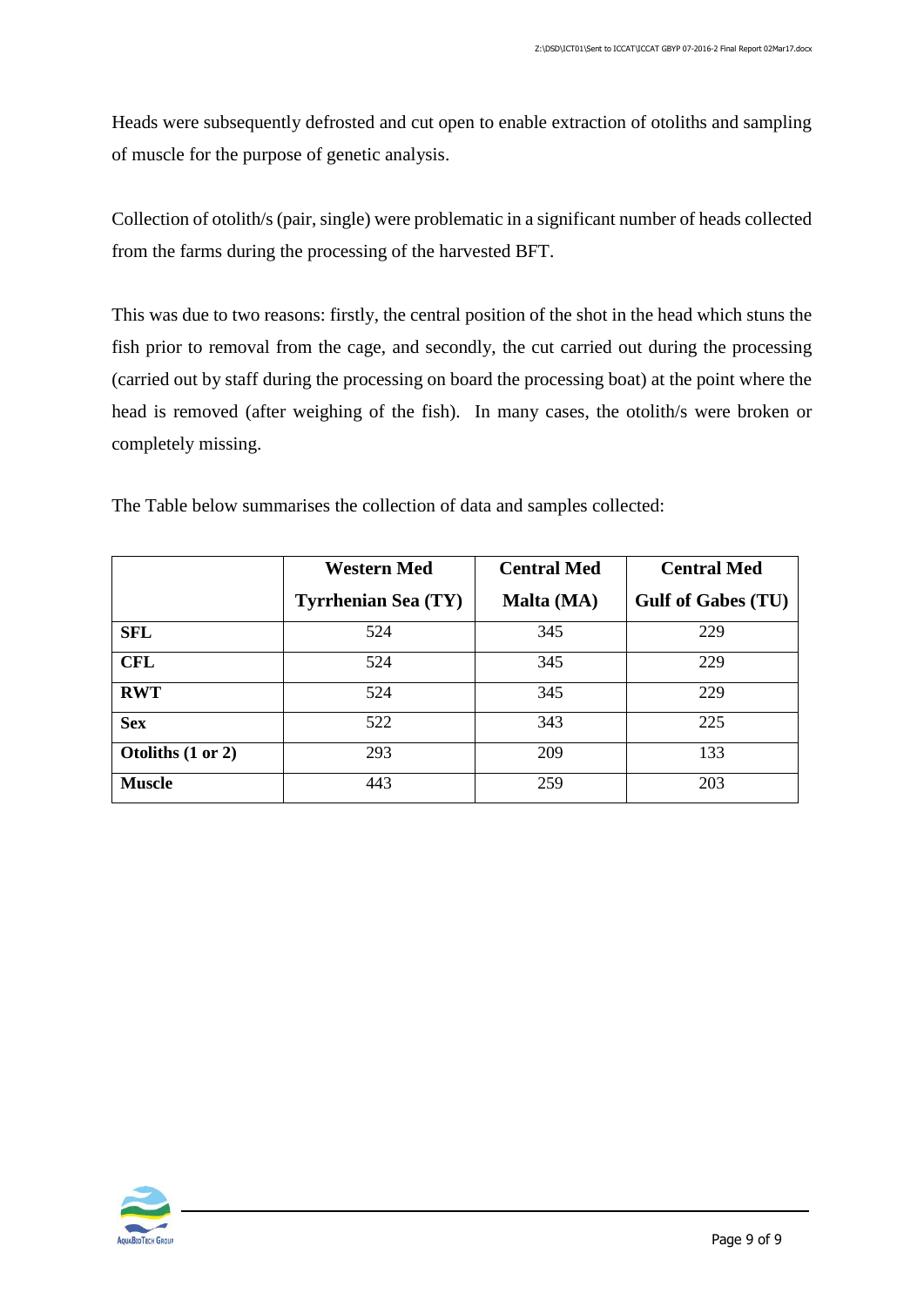Heads were subsequently defrosted and cut open to enable extraction of otoliths and sampling of muscle for the purpose of genetic analysis.

Collection of otolith/s (pair, single) were problematic in a significant number of heads collected from the farms during the processing of the harvested BFT.

This was due to two reasons: firstly, the central position of the shot in the head which stuns the fish prior to removal from the cage, and secondly, the cut carried out during the processing (carried out by staff during the processing on board the processing boat) at the point where the head is removed (after weighing of the fish). In many cases, the otolith/s were broken or completely missing.

The Table below summarises the collection of data and samples collected:

| | **Western Med Tyrrhenian Sea (TY)** | **Central Med Malta (MA)** | **Central Med Gulf of Gabes (TU)** |
|---|---|---|---|
| **SFL** | 524 | 345 | 229 |
| **CFL** | 524 | 345 | 229 |
| **RWT** | 524 | 345 | 229 |
| **Sex** | 522 | 343 | 225 |
| **Otoliths (1 or 2)** | 293 | 209 | 133 |
| **Muscle** | 443 | 259 | 203 |